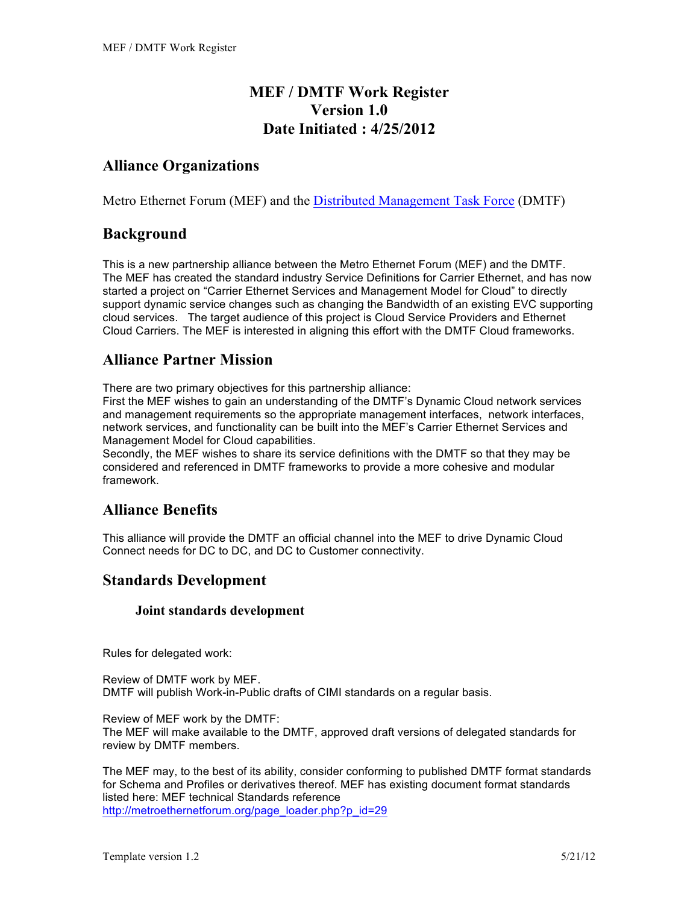# MEF / DMTF Work Register
# Version 1.0
# Date Initiated : 4/25/2012

## Alliance Organizations

Metro Ethernet Forum (MEF) and the [Distributed Management Task Force](Distributed Management Task Force) (DMTF)

## Background

This is a new partnership alliance between the Metro Ethernet Forum (MEF) and the DMTF. The MEF has created the standard industry Service Definitions for Carrier Ethernet, and has now started a project on "Carrier Ethernet Services and Management Model for Cloud" to directly support dynamic service changes such as changing the Bandwidth of an existing EVC supporting cloud services. The target audience of this project is Cloud Service Providers and Ethernet Cloud Carriers. The MEF is interested in aligning this effort with the DMTF Cloud frameworks.

## Alliance Partner Mission

There are two primary objectives for this partnership alliance:
First the MEF wishes to gain an understanding of the DMTF's Dynamic Cloud network services and management requirements so the appropriate management interfaces, network interfaces, network services, and functionality can be built into the MEF's Carrier Ethernet Services and Management Model for Cloud capabilities.
Secondly, the MEF wishes to share its service definitions with the DMTF so that they may be considered and referenced in DMTF frameworks to provide a more cohesive and modular framework.

## Alliance Benefits

This alliance will provide the DMTF an official channel into the MEF to drive Dynamic Cloud Connect needs for DC to DC, and DC to Customer connectivity.

## Standards Development

### Joint standards development

Rules for delegated work:

Review of DMTF work by MEF.
DMTF will publish Work-in-Public drafts of CIMI standards on a regular basis.

Review of MEF work by the DMTF:
The MEF will make available to the DMTF, approved draft versions of delegated standards for review by DMTF members.

The MEF may, to the best of its ability, consider conforming to published DMTF format standards for Schema and Profiles or derivatives thereof. MEF has existing document format standards listed here: MEF technical Standards reference
http://metroethernetforum.org/page_loader.php?p_id=29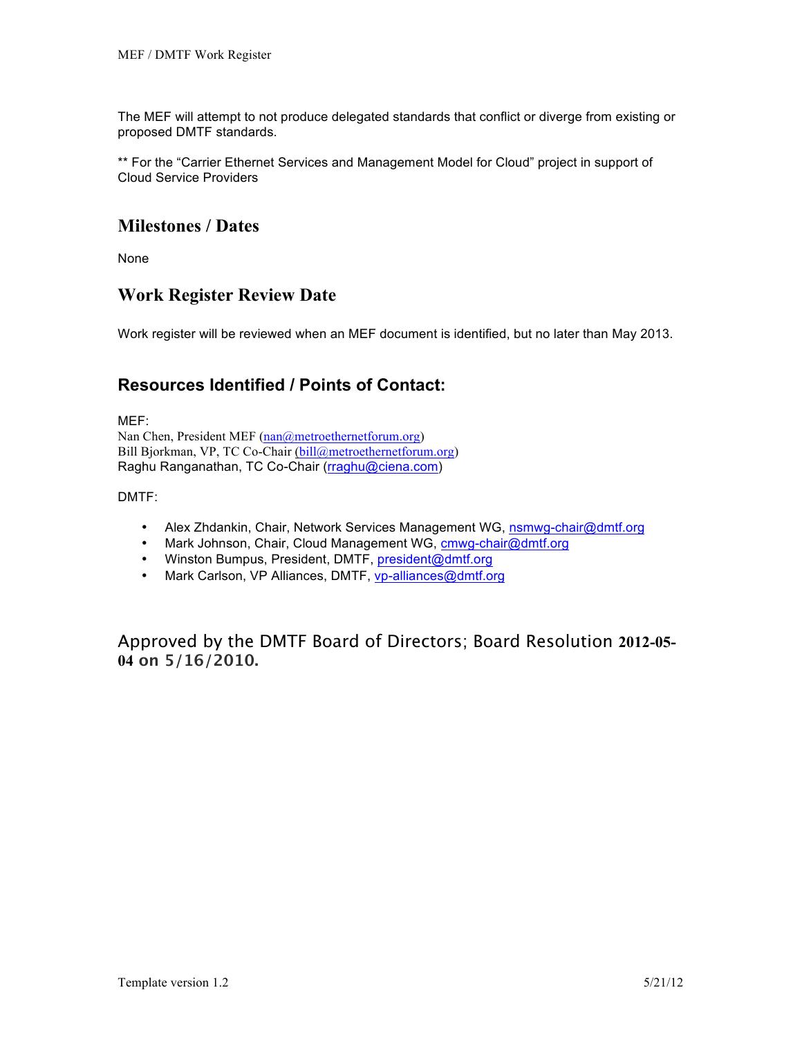The MEF will attempt to not produce delegated standards that conflict or diverge from existing or proposed DMTF standards.

** For the “Carrier Ethernet Services and Management Model for Cloud” project in support of Cloud Service Providers

## Milestones / Dates

None

## Work Register Review Date

Work register will be reviewed when an MEF document is identified, but no later than May 2013.

## Resources Identified / Points of Contact:

MEF:
Nan Chen, President MEF (nan@metroethernetforum.org)
Bill Bjorkman, VP, TC Co-Chair (bill@metroethernetforum.org)
Raghu Ranganathan, TC Co-Chair (rraghu@ciena.com)

DMTF:

- Alex Zhdankin, Chair, Network Services Management WG, nsmwg-chair@dmtf.org
- Mark Johnson, Chair, Cloud Management WG, cmwg-chair@dmtf.org
- Winston Bumpus, President, DMTF, president@dmtf.org
- Mark Carlson, VP Alliances, DMTF, vp-alliances@dmtf.org

## Approved by the DMTF Board of Directors; Board Resolution **2012-05-04 on 5/16/2010.**